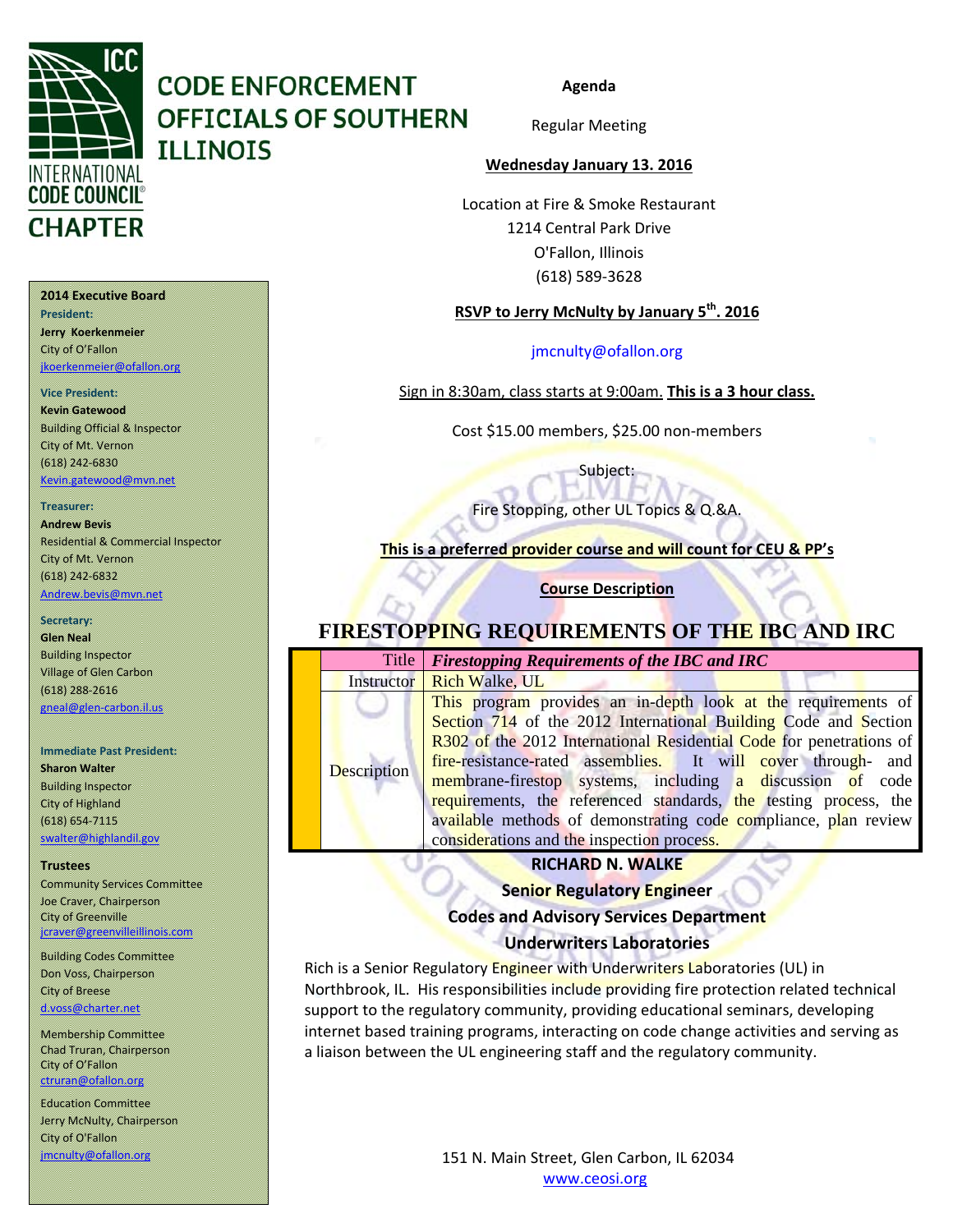# CODE ENFORCEMENT OFFICIALS OF SOUTHERN ILLINOIS

INTERNATIONAL CODE COUNCIL® CHAPTER

**2014 Executive Board**

**President:**
**Jerry Koerkenmeier**
City of O'Fallon
jkoerkenmeier@ofallon.org

**Vice President:**
**Kevin Gatewood**
Building Official & Inspector
City of Mt. Vernon
(618) 242-6830
Kevin.gatewood@mvn.net

**Treasurer:**
**Andrew Bevis**
Residential & Commercial Inspector
City of Mt. Vernon
(618) 242-6832
Andrew.bevis@mvn.net

**Secretary:**
**Glen Neal**
Building Inspector
Village of Glen Carbon
(618) 288-2616
gneal@glen-carbon.il.us

**Immediate Past President:**
**Sharon Walter**
Building Inspector
City of Highland
(618) 654-7115
swalter@highlandil.gov

**Trustees**

Community Services Committee
Joe Craver, Chairperson
City of Greenville
jcraver@greenvilleillinois.com

Building Codes Committee
Don Voss, Chairperson
City of Breese
d.voss@charter.net

Membership Committee
Chad Truran, Chairperson
City of O'Fallon
ctruran@ofallon.org

Education Committee
Jerry McNulty, Chairperson
City of O'Fallon
jmcnulty@ofallon.org

**Agenda**

Regular Meeting

**Wednesday January 13. 2016**

Location at Fire & Smoke Restaurant
1214 Central Park Drive
O'Fallon, Illinois
(618) 589-3628

**RSVP to Jerry McNulty by January 5th. 2016**

jmcnulty@ofallon.org

Sign in 8:30am, class starts at 9:00am. **This is a 3 hour class.**

Cost $15.00 members, $25.00 non-members

Subject:

Fire Stopping, other UL Topics & Q.&A.

**This is a preferred provider course and will count for CEU & PP's**

**Course Description**

## FIRESTOPPING REQUIREMENTS OF THE IBC AND IRC

| | |
|---|---|
| Title | ***Firestopping Requirements of the IBC and IRC*** |
| Instructor | Rich Walke, UL |
| Description | This program provides an in-depth look at the requirements of Section 714 of the 2012 International Building Code and Section R302 of the 2012 International Residential Code for penetrations of fire-resistance-rated assemblies. It will cover through- and membrane-firestop systems, including a discussion of code requirements, the referenced standards, the testing process, the available methods of demonstrating code compliance, plan review considerations and the inspection process. |

**RICHARD N. WALKE**

**Senior Regulatory Engineer**

**Codes and Advisory Services Department**

**Underwriters Laboratories**

Rich is a Senior Regulatory Engineer with Underwriters Laboratories (UL) in Northbrook, IL. His responsibilities include providing fire protection related technical support to the regulatory community, providing educational seminars, developing internet based training programs, interacting on code change activities and serving as a liaison between the UL engineering staff and the regulatory community.

151 N. Main Street, Glen Carbon, IL 62034
www.ceosi.org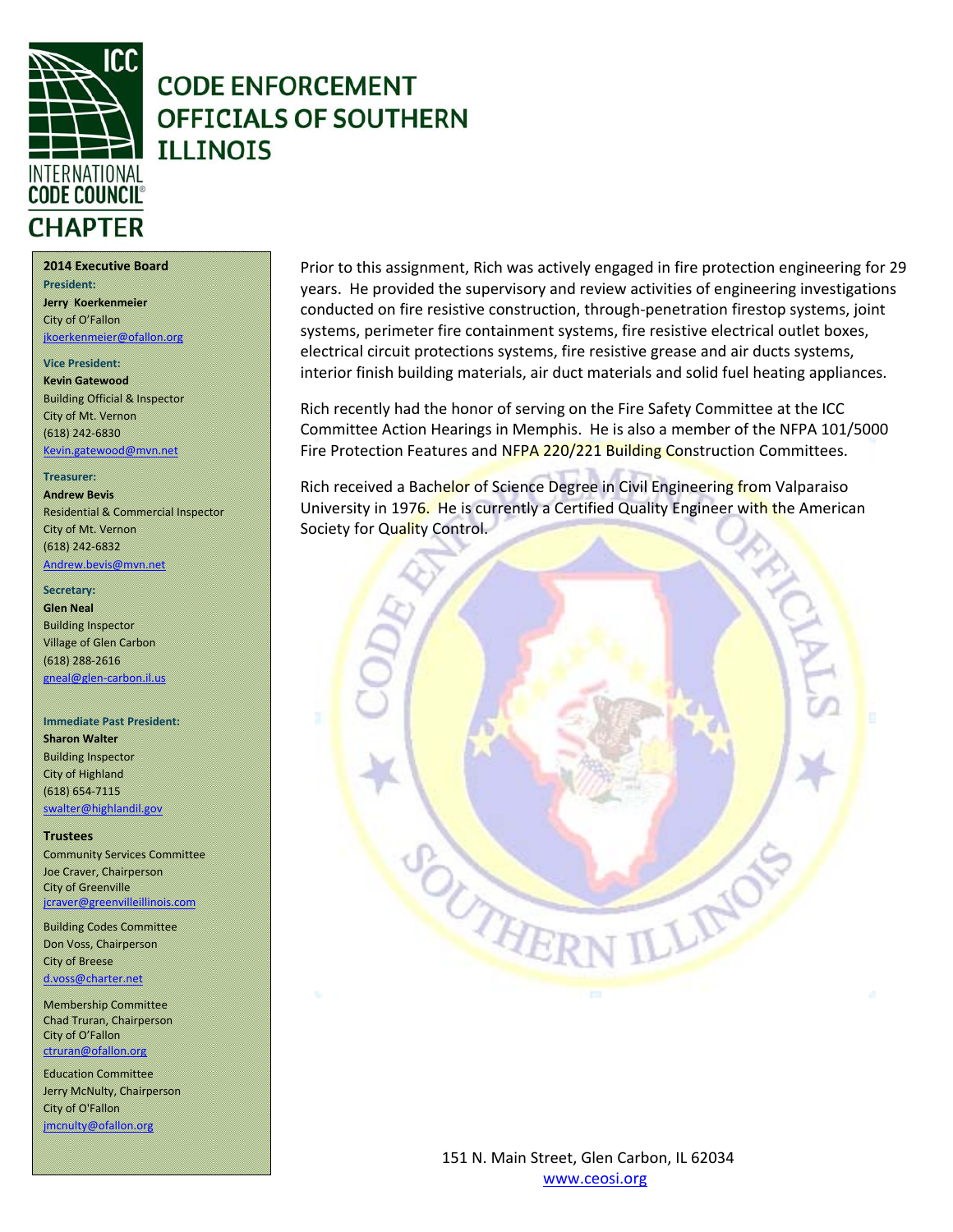# CODE ENFORCEMENT OFFICIALS OF SOUTHERN ILLINOIS

INTERNATIONAL CODE COUNCIL CHAPTER

**2014 Executive Board**

**President:**
**Jerry Koerkenmeier**
City of O'Fallon
jkoerkenmeier@ofallon.org

**Vice President:**
**Kevin Gatewood**
Building Official & Inspector
City of Mt. Vernon
(618) 242-6830
Kevin.gatewood@mvn.net

**Treasurer:**
**Andrew Bevis**
Residential & Commercial Inspector
City of Mt. Vernon
(618) 242-6832
Andrew.bevis@mvn.net

**Secretary:**
**Glen Neal**
Building Inspector
Village of Glen Carbon
(618) 288-2616
gneal@glen-carbon.il.us

**Immediate Past President:**
**Sharon Walter**
Building Inspector
City of Highland
(618) 654-7115
swalter@highlandil.gov

**Trustees**

Community Services Committee
Joe Craver, Chairperson
City of Greenville
jcraver@greenvilleillinois.com

Building Codes Committee
Don Voss, Chairperson
City of Breese
d.voss@charter.net

Membership Committee
Chad Truran, Chairperson
City of O'Fallon
ctruran@ofallon.org

Education Committee
Jerry McNulty, Chairperson
City of O'Fallon
jmcnulty@ofallon.org

Prior to this assignment, Rich was actively engaged in fire protection engineering for 29 years. He provided the supervisory and review activities of engineering investigations conducted on fire resistive construction, through-penetration firestop systems, joint systems, perimeter fire containment systems, fire resistive electrical outlet boxes, electrical circuit protections systems, fire resistive grease and air ducts systems, interior finish building materials, air duct materials and solid fuel heating appliances.

Rich recently had the honor of serving on the Fire Safety Committee at the ICC Committee Action Hearings in Memphis. He is also a member of the NFPA 101/5000 Fire Protection Features and NFPA 220/221 Building Construction Committees.

Rich received a Bachelor of Science Degree in Civil Engineering from Valparaiso University in 1976. He is currently a Certified Quality Engineer with the American Society for Quality Control.

151 N. Main Street, Glen Carbon, IL 62034
www.ceosi.org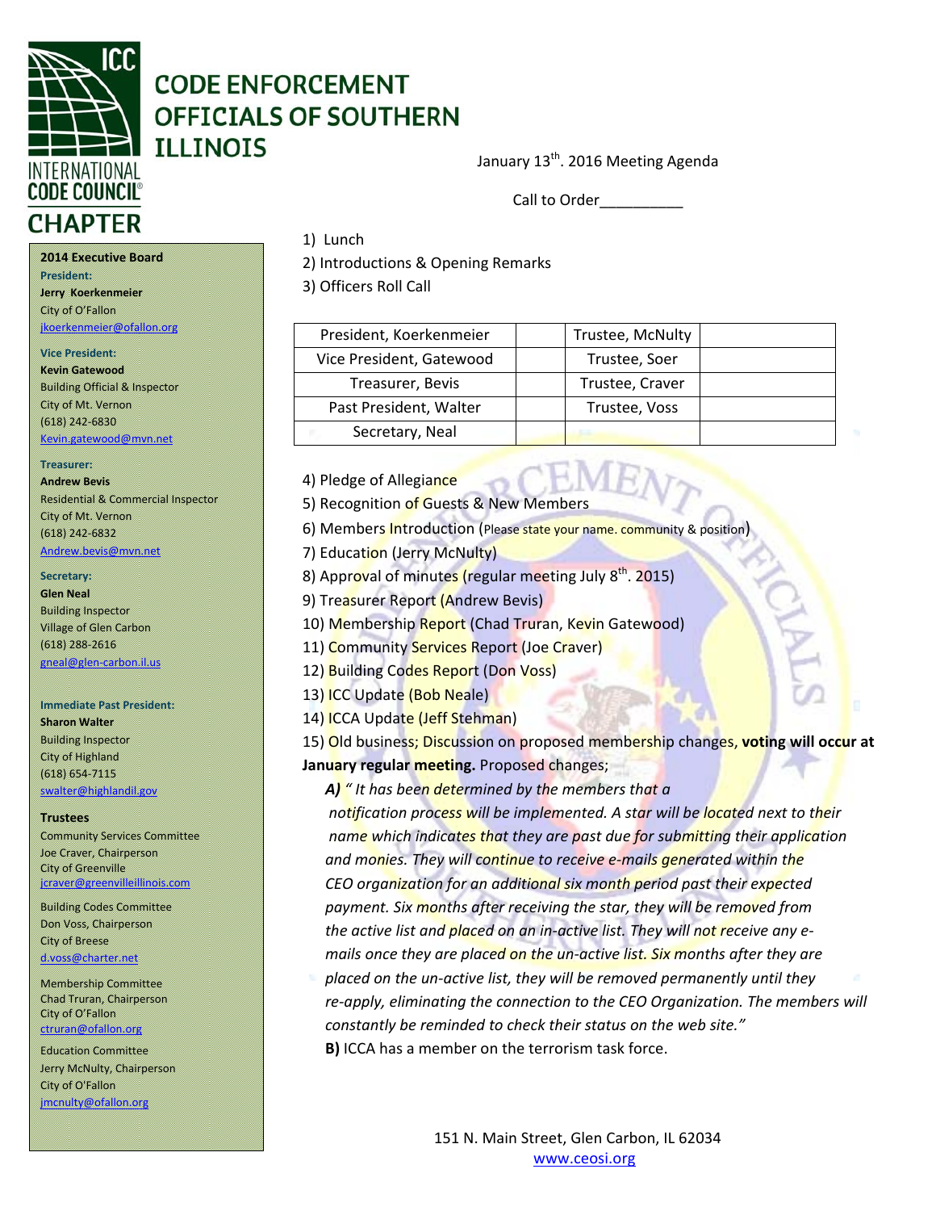# CODE ENFORCEMENT OFFICIALS OF SOUTHERN ILLINOIS

INTERNATIONAL CODE COUNCIL® CHAPTER

**2014 Executive Board**

**President:**
**Jerry Koerkenmeier**
City of O'Fallon
jkoerkenmeier@ofallon.org

**Vice President:**
**Kevin Gatewood**
Building Official & Inspector
City of Mt. Vernon
(618) 242-6830
Kevin.gatewood@mvn.net

**Treasurer:**
**Andrew Bevis**
Residential & Commercial Inspector
City of Mt. Vernon
(618) 242-6832
Andrew.bevis@mvn.net

**Secretary:**
**Glen Neal**
Building Inspector
Village of Glen Carbon
(618) 288-2616
gneal@glen-carbon.il.us

**Immediate Past President:**
**Sharon Walter**
Building Inspector
City of Highland
(618) 654-7115
swalter@highlandil.gov

**Trustees**

Community Services Committee
Joe Craver, Chairperson
City of Greenville
jcraver@greenvilleillinois.com

Building Codes Committee
Don Voss, Chairperson
City of Breese
d.voss@charter.net

Membership Committee
Chad Truran, Chairperson
City of O'Fallon
ctruran@ofallon.org

Education Committee
Jerry McNulty, Chairperson
City of O'Fallon
jmcnulty@ofallon.org

January 13th. 2016 Meeting Agenda

Call to Order__________

1) Lunch
2) Introductions & Opening Remarks
3) Officers Roll Call

| President, Koerkenmeier | | Trustee, McNulty | |
|---|---|---|---|
| Vice President, Gatewood | | Trustee, Soer | |
| Treasurer, Bevis | | Trustee, Craver | |
| Past President, Walter | | Trustee, Voss | |
| Secretary, Neal | | | |

4) Pledge of Allegiance
5) Recognition of Guests & New Members
6) Members Introduction (Please state your name. community & position)
7) Education (Jerry McNulty)
8) Approval of minutes (regular meeting July 8th. 2015)
9) Treasurer Report (Andrew Bevis)
10) Membership Report (Chad Truran, Kevin Gatewood)
11) Community Services Report (Joe Craver)
12) Building Codes Report (Don Voss)
13) ICC Update (Bob Neale)
14) ICCA Update (Jeff Stehman)
15) Old business; Discussion on proposed membership changes, **voting will occur at January regular meeting.** Proposed changes;

**A)** *" It has been determined by the members that a notification process will be implemented. A star will be located next to their name which indicates that they are past due for submitting their application and monies. They will continue to receive e-mails generated within the CEO organization for an additional six month period past their expected payment. Six months after receiving the star, they will be removed from the active list and placed on an in-active list. They will not receive any e-mails once they are placed on the un-active list. Six months after they are placed on the un-active list, they will be removed permanently until they re-apply, eliminating the connection to the CEO Organization. The members will constantly be reminded to check their status on the web site."*

**B)** ICCA has a member on the terrorism task force.

151 N. Main Street, Glen Carbon, IL 62034
www.ceosi.org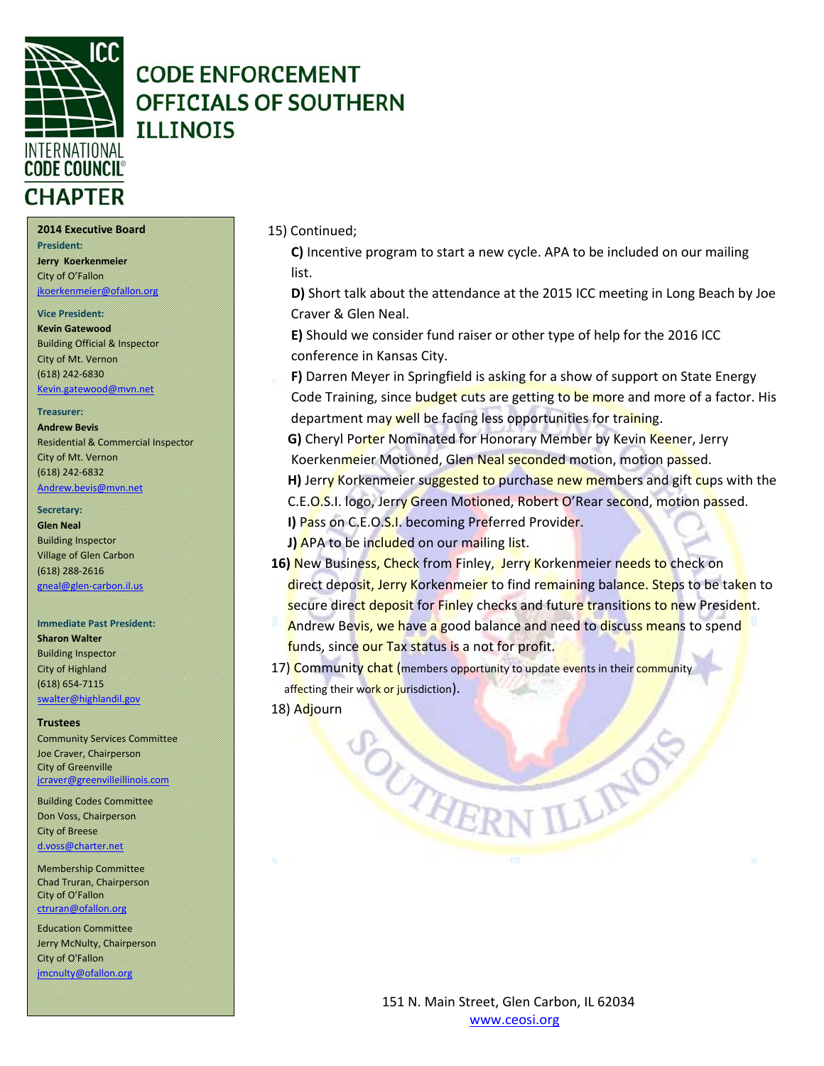# CODE ENFORCEMENT OFFICIALS OF SOUTHERN ILLINOIS

INTERNATIONAL CODE COUNCIL CHAPTER

**2014 Executive Board**

**President:**
**Jerry Koerkenmeier**
City of O'Fallon
jkoerkenmeier@ofallon.org

**Vice President:**
**Kevin Gatewood**
Building Official & Inspector
City of Mt. Vernon
(618) 242-6830
Kevin.gatewood@mvn.net

**Treasurer:**
**Andrew Bevis**
Residential & Commercial Inspector
City of Mt. Vernon
(618) 242-6832
Andrew.bevis@mvn.net

**Secretary:**
**Glen Neal**
Building Inspector
Village of Glen Carbon
(618) 288-2616
gneal@glen-carbon.il.us

**Immediate Past President:**
**Sharon Walter**
Building Inspector
City of Highland
(618) 654-7115
swalter@highlandil.gov

**Trustees**

Community Services Committee
Joe Craver, Chairperson
City of Greenville
jcraver@greenvilleillinois.com

Building Codes Committee
Don Voss, Chairperson
City of Breese
d.voss@charter.net

Membership Committee
Chad Truran, Chairperson
City of O'Fallon
ctruran@ofallon.org

Education Committee
Jerry McNulty, Chairperson
City of O'Fallon
jmcnulty@ofallon.org

15) Continued;

**C)** Incentive program to start a new cycle. APA to be included on our mailing list.

**D)** Short talk about the attendance at the 2015 ICC meeting in Long Beach by Joe Craver & Glen Neal.

**E)** Should we consider fund raiser or other type of help for the 2016 ICC conference in Kansas City.

**F)** Darren Meyer in Springfield is asking for a show of support on State Energy Code Training, since budget cuts are getting to be more and more of a factor. His department may well be facing less opportunities for training.

**G)** Cheryl Porter Nominated for Honorary Member by Kevin Keener, Jerry Koerkenmeier Motioned, Glen Neal seconded motion, motion passed.

**H)** Jerry Korkenmeier suggested to purchase new members and gift cups with the C.E.O.S.I. logo, Jerry Green Motioned, Robert O'Rear second, motion passed.

**I)** Pass on C.E.O.S.I. becoming Preferred Provider.

**J)** APA to be included on our mailing list.

**16)** New Business, Check from Finley, Jerry Korkenmeier needs to check on direct deposit, Jerry Korkenmeier to find remaining balance. Steps to be taken to secure direct deposit for Finley checks and future transitions to new President. Andrew Bevis, we have a good balance and need to discuss means to spend funds, since our Tax status is a not for profit.

17) Community chat (members opportunity to update events in their community affecting their work or jurisdiction).

18) Adjourn

151 N. Main Street, Glen Carbon, IL 62034
www.ceosi.org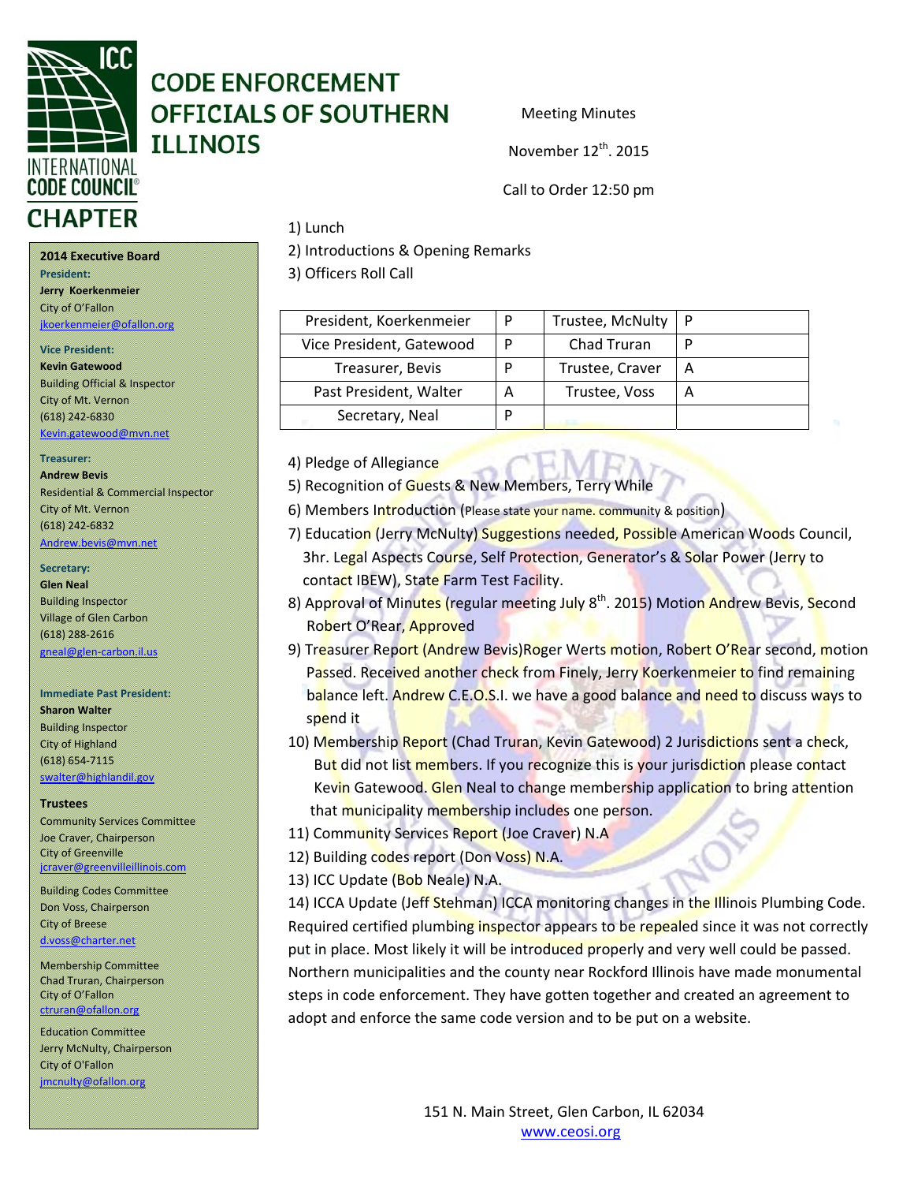# CODE ENFORCEMENT OFFICIALS OF SOUTHERN ILLINOIS

INTERNATIONAL CODE COUNCIL CHAPTER

Meeting Minutes

November 12th. 2015

Call to Order 12:50 pm

**2014 Executive Board**

**President:**
**Jerry Koerkenmeier**
City of O'Fallon
jkoerkenmeier@ofallon.org

**Vice President:**
**Kevin Gatewood**
Building Official & Inspector
City of Mt. Vernon
(618) 242-6830
Kevin.gatewood@mvn.net

**Treasurer:**
**Andrew Bevis**
Residential & Commercial Inspector
City of Mt. Vernon
(618) 242-6832
Andrew.bevis@mvn.net

**Secretary:**
**Glen Neal**
Building Inspector
Village of Glen Carbon
(618) 288-2616
gneal@glen-carbon.il.us

**Immediate Past President:**
**Sharon Walter**
Building Inspector
City of Highland
(618) 654-7115
swalter@highlandil.gov

**Trustees**

Community Services Committee
Joe Craver, Chairperson
City of Greenville
jcraver@greenvilleillinois.com

Building Codes Committee
Don Voss, Chairperson
City of Breese
d.voss@charter.net

Membership Committee
Chad Truran, Chairperson
City of O'Fallon
ctruran@ofallon.org

Education Committee
Jerry McNulty, Chairperson
City of O'Fallon
jmcnulty@ofallon.org

1) Lunch
2) Introductions & Opening Remarks
3) Officers Roll Call

| President, Koerkenmeier | P | Trustee, McNulty | P |
|---|---|---|---|
| Vice President, Gatewood | P | Chad Truran | P |
| Treasurer, Bevis | P | Trustee, Craver | A |
| Past President, Walter | A | Trustee, Voss | A |
| Secretary, Neal | P | | |

4) Pledge of Allegiance
5) Recognition of Guests & New Members, Terry While
6) Members Introduction (Please state your name. community & position)
7) Education (Jerry McNulty) Suggestions needed, Possible American Woods Council, 3hr. Legal Aspects Course, Self Protection, Generator's & Solar Power (Jerry to contact IBEW), State Farm Test Facility.
8) Approval of Minutes (regular meeting July 8th. 2015) Motion Andrew Bevis, Second Robert O'Rear, Approved
9) Treasurer Report (Andrew Bevis)Roger Werts motion, Robert O'Rear second, motion Passed. Received another check from Finely, Jerry Koerkenmeier to find remaining balance left. Andrew C.E.O.S.I. we have a good balance and need to discuss ways to spend it
10) Membership Report (Chad Truran, Kevin Gatewood) 2 Jurisdictions sent a check, But did not list members. If you recognize this is your jurisdiction please contact Kevin Gatewood. Glen Neal to change membership application to bring attention that municipality membership includes one person.
11) Community Services Report (Joe Craver) N.A
12) Building codes report (Don Voss) N.A.
13) ICC Update (Bob Neale) N.A.
14) ICCA Update (Jeff Stehman) ICCA monitoring changes in the Illinois Plumbing Code. Required certified plumbing inspector appears to be repealed since it was not correctly put in place. Most likely it will be introduced properly and very well could be passed. Northern municipalities and the county near Rockford Illinois have made monumental steps in code enforcement. They have gotten together and created an agreement to adopt and enforce the same code version and to be put on a website.

151 N. Main Street, Glen Carbon, IL 62034
www.ceosi.org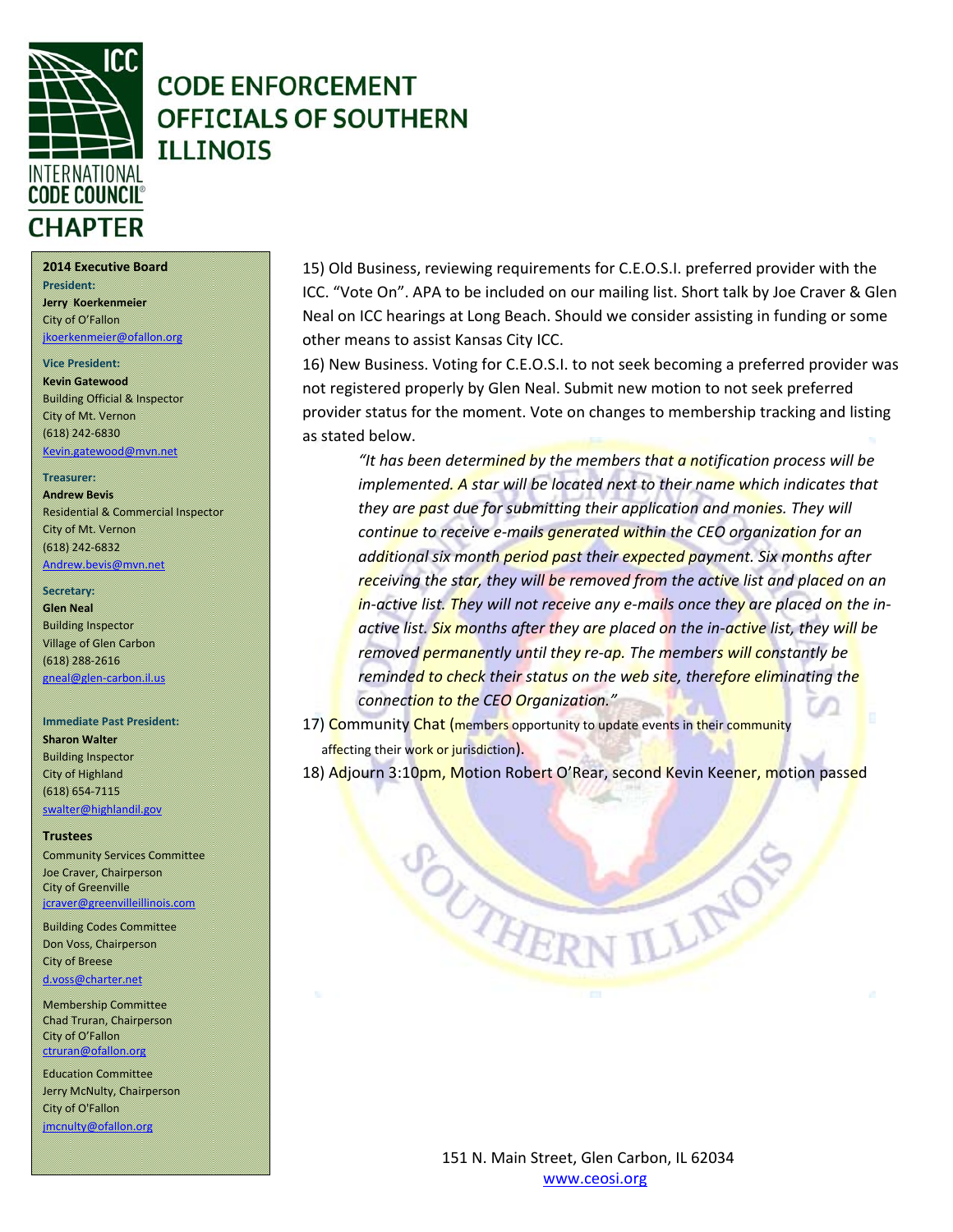# CODE ENFORCEMENT OFFICIALS OF SOUTHERN ILLINOIS

INTERNATIONAL CODE COUNCIL CHAPTER

**2014 Executive Board**

**President:**
**Jerry Koerkenmeier**
City of O'Fallon
jkoerkenmeier@ofallon.org

**Vice President:**
**Kevin Gatewood**
Building Official & Inspector
City of Mt. Vernon
(618) 242-6830
Kevin.gatewood@mvn.net

**Treasurer:**
**Andrew Bevis**
Residential & Commercial Inspector
City of Mt. Vernon
(618) 242-6832
Andrew.bevis@mvn.net

**Secretary:**
**Glen Neal**
Building Inspector
Village of Glen Carbon
(618) 288-2616
gneal@glen-carbon.il.us

**Immediate Past President:**
**Sharon Walter**
Building Inspector
City of Highland
(618) 654-7115
swalter@highlandil.gov

**Trustees**

Community Services Committee
Joe Craver, Chairperson
City of Greenville
jcraver@greenvilleillinois.com

Building Codes Committee
Don Voss, Chairperson
City of Breese
d.voss@charter.net

Membership Committee
Chad Truran, Chairperson
City of O'Fallon
ctruran@ofallon.org

Education Committee
Jerry McNulty, Chairperson
City of O'Fallon
jmcnulty@ofallon.org

15) Old Business, reviewing requirements for C.E.O.S.I. preferred provider with the ICC. "Vote On". APA to be included on our mailing list. Short talk by Joe Craver & Glen Neal on ICC hearings at Long Beach. Should we consider assisting in funding or some other means to assist Kansas City ICC.

16) New Business. Voting for C.E.O.S.I. to not seek becoming a preferred provider was not registered properly by Glen Neal. Submit new motion to not seek preferred provider status for the moment. Vote on changes to membership tracking and listing as stated below.

> *"It has been determined by the members that a notification process will be implemented. A star will be located next to their name which indicates that they are past due for submitting their application and monies. They will continue to receive e-mails generated within the CEO organization for an additional six month period past their expected payment. Six months after receiving the star, they will be removed from the active list and placed on an in-active list. They will not receive any e-mails once they are placed on the in-active list. Six months after they are placed on the in-active list, they will be removed permanently until they re-ap. The members will constantly be reminded to check their status on the web site, therefore eliminating the connection to the CEO Organization."*

17) Community Chat (members opportunity to update events in their community affecting their work or jurisdiction).

18) Adjourn 3:10pm, Motion Robert O'Rear, second Kevin Keener, motion passed

151 N. Main Street, Glen Carbon, IL 62034
www.ceosi.org